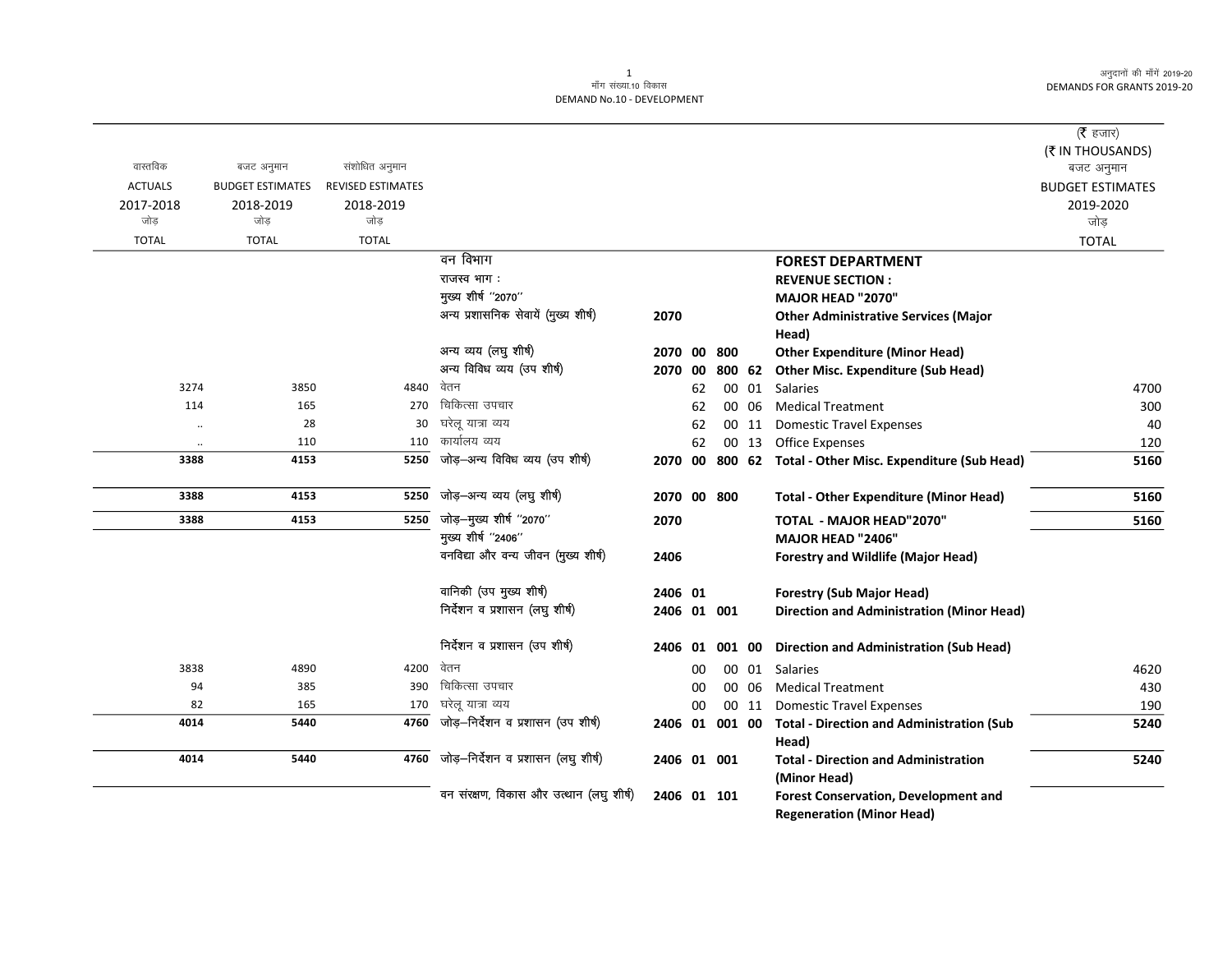मॉंग संख्या.10 विकास
DEMAND No.10 - DEVELOPMENT

(₹ हजार)
(₹ IN THOUSANDS)

| वास्तविक ACTUALS 2017-2018 जोड़ TOTAL | बजट अनुमान BUDGET ESTIMATES 2018-2019 जोड़ TOTAL | संशोधित अनुमान REVISED ESTIMATES 2018-2019 जोड़ TOTAL | | | | | | | बजट अनुमान BUDGET ESTIMATES 2019-2020 जोड़ TOTAL |
|---|---|---|---|---|---|---|---|---|---|
| | | | वन विभाग | | | | | **FOREST DEPARTMENT** | |
| | | | राजस्व भाग : | | | | | **REVENUE SECTION :** | |
| | | | मुख्य शीर्ष ''2070'' | | | | | **MAJOR HEAD "2070"** | |
| | | | अन्य प्रशासनिक सेवायें (मुख्य शीर्ष) | 2070 | | | | **Other Administrative Services (Major Head)** | |
| | | | अन्य व्यय (लघु शीर्ष) | 2070 | 00 | 800 | | **Other Expenditure (Minor Head)** | |
| | | | अन्य विविध व्यय (उप शीर्ष) | 2070 | 00 | 800 | 62 | **Other Misc. Expenditure (Sub Head)** | |
| 3274 | 3850 | 4840 | वेतन | | 62 | 00 | 01 | Salaries | 4700 |
| 114 | 165 | 270 | चिकित्सा उपचार | | 62 | 00 | 06 | Medical Treatment | 300 |
| .. | 28 | 30 | घरेलू यात्रा व्यय | | 62 | 00 | 11 | Domestic Travel Expenses | 40 |
| .. | 110 | 110 | कार्यालय व्यय | | 62 | 00 | 13 | Office Expenses | 120 |
| **3388** | **4153** | **5250** | जोड़–अन्य विविध व्यय (उप शीर्ष) | 2070 | 00 | 800 | 62 | **Total - Other Misc. Expenditure (Sub Head)** | **5160** |
| **3388** | **4153** | **5250** | जोड़–अन्य व्यय (लघु शीर्ष) | 2070 | 00 | 800 | | **Total - Other Expenditure (Minor Head)** | **5160** |
| **3388** | **4153** | **5250** | जोड़–मुख्य शीर्ष ''2070'' | 2070 | | | | **TOTAL - MAJOR HEAD"2070"** | **5160** |
| | | | मुख्य शीर्ष ''2406'' | | | | | **MAJOR HEAD "2406"** | |
| | | | वनविद्या और वन्य जीवन (मुख्य शीर्ष) | 2406 | | | | **Forestry and Wildlife (Major Head)** | |
| | | | वानिकी (उप मुख्य शीर्ष) | 2406 | 01 | | | **Forestry (Sub Major Head)** | |
| | | | निर्देशन व प्रशासन (लघु शीर्ष) | 2406 | 01 | 001 | | **Direction and Administration (Minor Head)** | |
| | | | निर्देशन व प्रशासन (उप शीर्ष) | 2406 | 01 | 001 | 00 | **Direction and Administration (Sub Head)** | |
| 3838 | 4890 | 4200 | वेतन | | 00 | 00 | 01 | Salaries | 4620 |
| 94 | 385 | 390 | चिकित्सा उपचार | | 00 | 00 | 06 | Medical Treatment | 430 |
| 82 | 165 | 170 | घरेलू यात्रा व्यय | | 00 | 00 | 11 | Domestic Travel Expenses | 190 |
| **4014** | **5440** | **4760** | जोड़–निर्देशन व प्रशासन (उप शीर्ष) | 2406 | 01 | 001 | 00 | **Total - Direction and Administration (Sub Head)** | **5240** |
| **4014** | **5440** | **4760** | जोड़–निर्देशन व प्रशासन (लघु शीर्ष) | 2406 | 01 | 001 | | **Total - Direction and Administration (Minor Head)** | **5240** |
| | | | वन संरक्षण, विकास और उत्थान (लघु शीर्ष) | 2406 | 01 | 101 | | **Forest Conservation, Development and Regeneration (Minor Head)** | |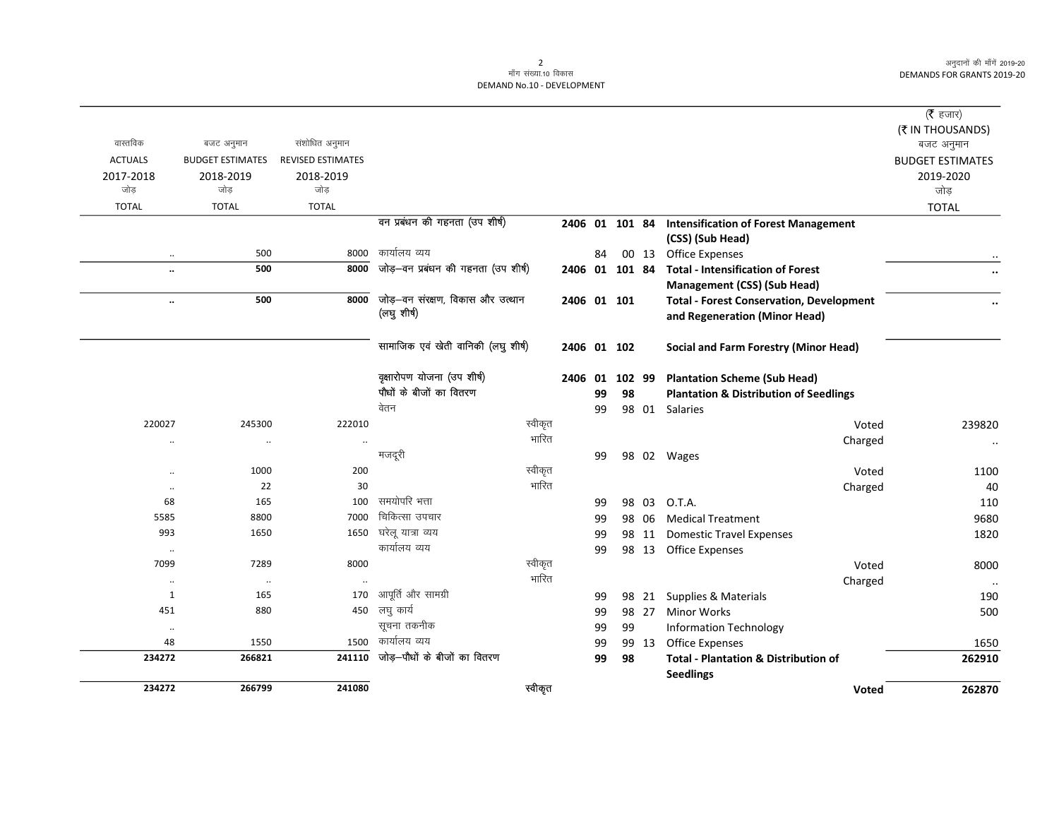(₹ हजार)
(₹ IN THOUSANDS)

| वास्तविक ACTUALS 2017-2018 जोड़ TOTAL | बजट अनुमान BUDGET ESTIMATES 2018-2019 जोड़ TOTAL | संशोधित अनुमान REVISED ESTIMATES 2018-2019 जोड़ TOTAL | | | | | बजट अनुमान BUDGET ESTIMATES 2019-2020 जोड़ TOTAL |
|---|---|---|---|---|---|---|---|
| | | | वन प्रबंधन की गहनता (उप शीर्ष) | | 2406 01 101 84 | **Intensification of Forest Management (CSS) (Sub Head)** | |
| .. | 500 | 8000 | कार्यालय व्यय | | 84 00 13 | Office Expenses | .. |
| **..** | **500** | **8000** | **जोड़–वन प्रबंधन की गहनता (उप शीर्ष)** | | **2406 01 101 84** | **Total - Intensification of Forest Management (CSS) (Sub Head)** | **..** |
| **..** | **500** | **8000** | **जोड़–वन संरक्षण, विकास और उत्थान (लघु शीर्ष)** | | **2406 01 101** | **Total - Forest Conservation, Development and Regeneration (Minor Head)** | **..** |
| | | | **सामाजिक एवं खेती वानिकी (लघु शीर्ष)** | | **2406 01 102** | **Social and Farm Forestry (Minor Head)** | |
| | | | **वृक्षारोपण योजना (उप शीर्ष)** | | **2406 01 102 99** | **Plantation Scheme (Sub Head)** | |
| | | | **पौधों के बीजों का वितरण** | | **99 98** | **Plantation & Distribution of Seedlings** | |
| | | | वेतन | | 99 98 01 | Salaries | |
| 220027 | 245300 | 222010 | | स्वीकृत | | Voted | 239820 |
| .. | .. | .. | | भारित | | Charged | .. |
| | | | मजदूरी | | 99 98 02 | Wages | |
| .. | 1000 | 200 | | स्वीकृत | | Voted | 1100 |
| .. | 22 | 30 | | भारित | | Charged | 40 |
| 68 | 165 | 100 | समयोपरि भत्ता | | 99 98 03 | O.T.A. | 110 |
| 5585 | 8800 | 7000 | चिकित्सा उपचार | | 99 98 06 | Medical Treatment | 9680 |
| 993 | 1650 | 1650 | घरेलू यात्रा व्यय | | 99 98 11 | Domestic Travel Expenses | 1820 |
| .. | | | कार्यालय व्यय | | 99 98 13 | Office Expenses | |
| 7099 | 7289 | 8000 | | स्वीकृत | | Voted | 8000 |
| .. | .. | .. | | भारित | | Charged | .. |
| 1 | 165 | 170 | आपूर्ति और सामग्री | | 99 98 21 | Supplies & Materials | 190 |
| 451 | 880 | 450 | लघु कार्य | | 99 98 27 | Minor Works | 500 |
| .. | | | सूचना तकनीक | | 99 99 | Information Technology | |
| 48 | 1550 | 1500 | कार्यालय व्यय | | 99 99 13 | Office Expenses | 1650 |
| **234272** | **266821** | **241110** | **जोड़–पौधों के बीजों का वितरण** | | **99 98** | **Total - Plantation & Distribution of Seedlings** | **262910** |
| **234272** | **266799** | **241080** | | **स्वीकृत** | | **Voted** | **262870** |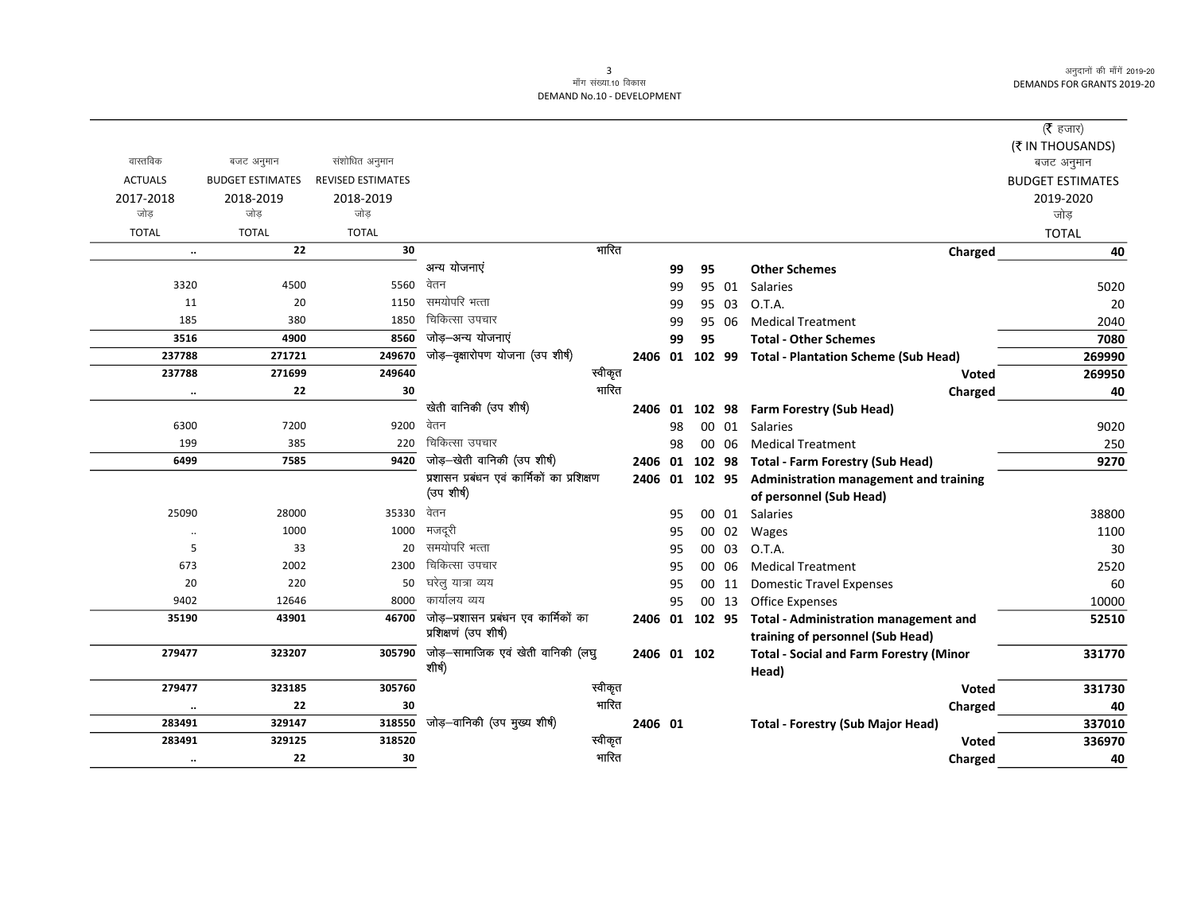(₹ हजार)
(₹ IN THOUSANDS)

| वास्तविक ACTUALS 2017-2018 जोड़ TOTAL | बजट अनुमान BUDGET ESTIMATES 2018-2019 जोड़ TOTAL | संशोधित अनुमान REVISED ESTIMATES 2018-2019 जोड़ TOTAL | | | | | | | | बजट अनुमान BUDGET ESTIMATES 2019-2020 जोड़ TOTAL |
|---|---|---|---|---|---|---|---|---|---|---|
| .. | 22 | 30 | भारित | | | | | | Charged | 40 |
| | | | अन्य योजनाएं | | | 99 | 95 | | **Other Schemes** | |
| 3320 | 4500 | 5560 | वेतन | | | 99 | 95 | 01 | Salaries | 5020 |
| 11 | 20 | 1150 | समयोपरि भत्ता | | | 99 | 95 | 03 | O.T.A. | 20 |
| 185 | 380 | 1850 | चिकित्सा उपचार | | | 99 | 95 | 06 | Medical Treatment | 2040 |
| **3516** | **4900** | **8560** | जोड़–अन्य योजनाएं | | | 99 | 95 | | **Total - Other Schemes** | **7080** |
| **237788** | **271721** | **249670** | जोड़–वृक्षारोपण योजना (उप शीर्ष) | 2406 | 01 | 102 | 99 | | **Total - Plantation Scheme (Sub Head)** | **269990** |
| **237788** | **271699** | **249640** | स्वीकृत | | | | | | **Voted** | **269950** |
| .. | **22** | **30** | भारित | | | | | | **Charged** | **40** |
| | | | खेती वानिकी (उप शीर्ष) | 2406 | 01 | 102 | 98 | | **Farm Forestry (Sub Head)** | |
| 6300 | 7200 | 9200 | वेतन | | | 98 | 00 | 01 | Salaries | 9020 |
| 199 | 385 | 220 | चिकित्सा उपचार | | | 98 | 00 | 06 | Medical Treatment | 250 |
| **6499** | **7585** | **9420** | जोड़–खेती वानिकी (उप शीर्ष) | 2406 | 01 | 102 | 98 | | **Total - Farm Forestry (Sub Head)** | **9270** |
| | | | प्रशासन प्रबंधन एवं कार्मिकों का प्रशिक्षण (उप शीर्ष) | 2406 | 01 | 102 | 95 | | **Administration management and training of personnel (Sub Head)** | |
| 25090 | 28000 | 35330 | वेतन | | | 95 | 00 | 01 | Salaries | 38800 |
| .. | 1000 | 1000 | मजदूरी | | | 95 | 00 | 02 | Wages | 1100 |
| 5 | 33 | 20 | समयोपरि भत्ता | | | 95 | 00 | 03 | O.T.A. | 30 |
| 673 | 2002 | 2300 | चिकित्सा उपचार | | | 95 | 00 | 06 | Medical Treatment | 2520 |
| 20 | 220 | 50 | घरेलु यात्रा व्यय | | | 95 | 00 | 11 | Domestic Travel Expenses | 60 |
| 9402 | 12646 | 8000 | कार्यालय व्यय | | | 95 | 00 | 13 | Office Expenses | 10000 |
| **35190** | **43901** | **46700** | जोड़–प्रशासन प्रबंधन एव कार्मिकों का प्रशिक्षणं (उप शीर्ष) | 2406 | 01 | 102 | 95 | | **Total - Administration management and training of personnel (Sub Head)** | **52510** |
| **279477** | **323207** | **305790** | जोड़–सामाजिक एवं खेती वानिकी (लघु शीर्ष) | 2406 | 01 | 102 | | | **Total - Social and Farm Forestry (Minor Head)** | **331770** |
| **279477** | **323185** | **305760** | स्वीकृत | | | | | | **Voted** | **331730** |
| .. | **22** | **30** | भारित | | | | | | **Charged** | **40** |
| **283491** | **329147** | **318550** | जोड़–वानिकी (उप मुख्य शीर्ष) | 2406 | 01 | | | | **Total - Forestry (Sub Major Head)** | **337010** |
| **283491** | **329125** | **318520** | स्वीकृत | | | | | | **Voted** | **336970** |
| .. | **22** | **30** | भारित | | | | | | **Charged** | **40** |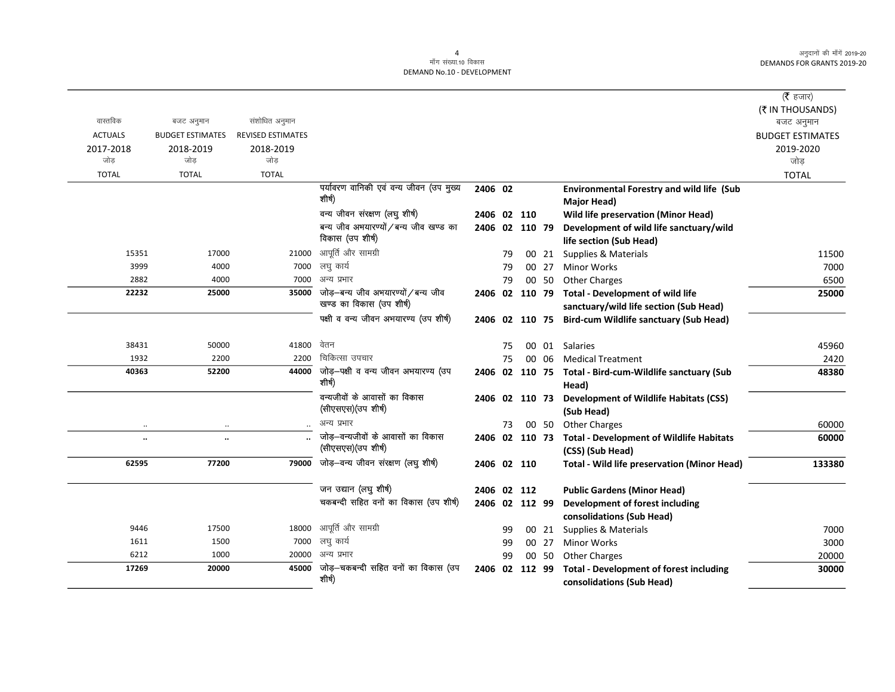मॉंग संख्या.10 विकास
DEMAND No.10 - DEVELOPMENT

अनुदानों की मॉंगें 2019-20
DEMANDS FOR GRANTS 2019-20

(₹ हजार)
(₹ IN THOUSANDS)

| वास्तविक ACTUALS 2017-2018 जोड़ TOTAL | बजट अनुमान BUDGET ESTIMATES 2018-2019 जोड़ TOTAL | संशोधित अनुमान REVISED ESTIMATES 2018-2019 जोड़ TOTAL | | | | | | | बजट अनुमान BUDGET ESTIMATES 2019-2020 जोड़ TOTAL |
|---|---|---|---|---|---|---|---|---|---|
| | | | पर्यावरण वानिकी एवं वन्य जीवन (उप मुख्य शीर्ष) | 2406 | 02 | | | **Environmental Forestry and wild life (Sub Major Head)** | |
| | | | वन्य जीवन संरक्षण (लघु शीर्ष) | 2406 | 02 | 110 | | **Wild life preservation (Minor Head)** | |
| | | | बन्य जीव अभयारण्यों/बन्य जीव खण्ड का विकास (उप शीर्ष) | 2406 | 02 | 110 | 79 | **Development of wild life sanctuary/wild life section (Sub Head)** | |
| 15351 | 17000 | 21000 | आपूर्ति और सामग्री | | 79 | 00 | 21 | Supplies & Materials | 11500 |
| 3999 | 4000 | 7000 | लघु कार्य | | 79 | 00 | 27 | Minor Works | 7000 |
| 2882 | 4000 | 7000 | अन्य प्रभार | | 79 | 00 | 50 | Other Charges | 6500 |
| **22232** | **25000** | **35000** | जोड़–बन्य जीव अभयारण्यों/बन्य जीव खण्ड का विकास (उप शीर्ष) | 2406 | 02 | 110 | 79 | **Total - Development of wild life sanctuary/wild life section (Sub Head)** | **25000** |
| | | | पक्षी व वन्य जीवन अभयारण्य (उप शीर्ष) | 2406 | 02 | 110 | 75 | **Bird-cum Wildlife sanctuary (Sub Head)** | |
| 38431 | 50000 | 41800 | वेतन | | 75 | 00 | 01 | Salaries | 45960 |
| 1932 | 2200 | 2200 | चिकित्सा उपचार | | 75 | 00 | 06 | Medical Treatment | 2420 |
| **40363** | **52200** | **44000** | जोड़–पक्षी व वन्य जीवन अभयारण्य (उप शीर्ष) | 2406 | 02 | 110 | 75 | **Total - Bird-cum-Wildlife sanctuary (Sub Head)** | **48380** |
| | | | वन्यजीवों के आवासों का विकास (सीएसएस)(उप शीर्ष) | 2406 | 02 | 110 | 73 | **Development of Wildlife Habitats (CSS) (Sub Head)** | |
| .. | .. | .. | अन्य प्रभार | | 73 | 00 | 50 | Other Charges | 60000 |
| **..** | **..** | **..** | जोड़–वन्यजीवों के आवासों का विकास (सीएसएस)(उप शीर्ष) | 2406 | 02 | 110 | 73 | **Total - Development of Wildlife Habitats (CSS) (Sub Head)** | **60000** |
| **62595** | **77200** | **79000** | जोड़–वन्य जीवन संरक्षण (लघु शीर्ष) | 2406 | 02 | 110 | | **Total - Wild life preservation (Minor Head)** | **133380** |
| | | | जन उद्यान (लघु शीर्ष) | 2406 | 02 | 112 | | **Public Gardens (Minor Head)** | |
| | | | चकबन्दी सहित वनों का विकास (उप शीर्ष) | 2406 | 02 | 112 | 99 | **Development of forest including consolidations (Sub Head)** | |
| 9446 | 17500 | 18000 | आपूर्ति और सामग्री | | 99 | 00 | 21 | Supplies & Materials | 7000 |
| 1611 | 1500 | 7000 | लघु कार्य | | 99 | 00 | 27 | Minor Works | 3000 |
| 6212 | 1000 | 20000 | अन्य प्रभार | | 99 | 00 | 50 | Other Charges | 20000 |
| **17269** | **20000** | **45000** | जोड़–चकबन्दी सहित वनों का विकास (उप शीर्ष) | 2406 | 02 | 112 | 99 | **Total - Development of forest including consolidations (Sub Head)** | **30000** |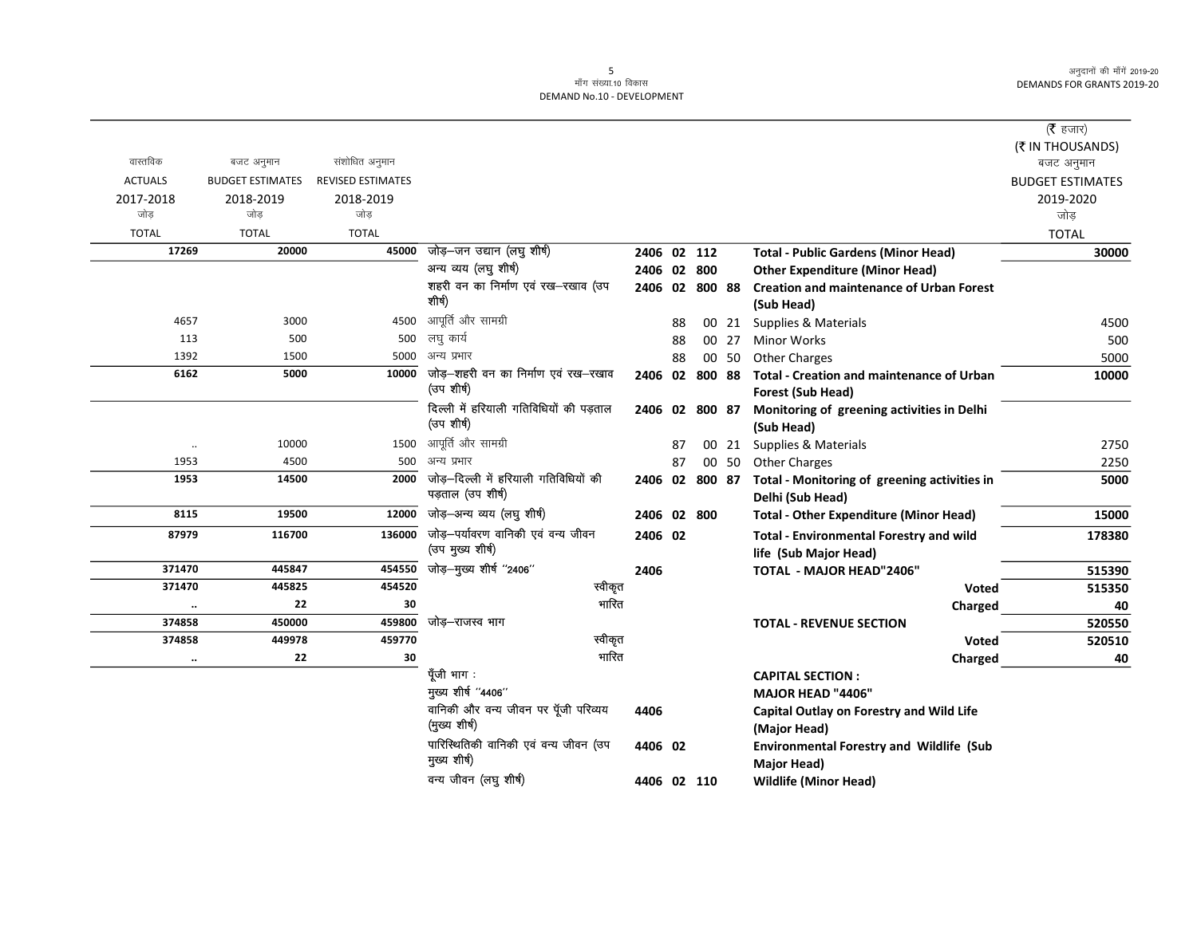मॉंग संख्या.10 विकास
DEMAND No.10 - DEVELOPMENT

| वास्तविक ACTUALS 2017-2018 जोड़ TOTAL | बजट अनुमान BUDGET ESTIMATES 2018-2019 जोड़ TOTAL | संशोधित अनुमान REVISED ESTIMATES 2018-2019 जोड़ TOTAL | | | | | | | (₹ हजार) (₹ IN THOUSANDS) बजट अनुमान BUDGET ESTIMATES 2019-2020 जोड़ TOTAL |
|---|---|---|---|---|---|---|---|---|---|
| 17269 | 20000 | 45000 | जोड़–जन उद्यान (लघु शीर्ष) | 2406 | 02 | 112 | | Total - Public Gardens (Minor Head) | 30000 |
| | | | अन्य व्यय (लघु शीर्ष) | 2406 | 02 | 800 | | Other Expenditure (Minor Head) | |
| | | | शहरी वन का निर्माण एवं रख–रखाव (उप शीर्ष) | 2406 | 02 | 800 | 88 | Creation and maintenance of Urban Forest (Sub Head) | |
| 4657 | 3000 | 4500 | आपूर्ति और सामग्री | | 88 | 00 | 21 | Supplies & Materials | 4500 |
| 113 | 500 | 500 | लघु कार्य | | 88 | 00 | 27 | Minor Works | 500 |
| 1392 | 1500 | 5000 | अन्य प्रभार | | 88 | 00 | 50 | Other Charges | 5000 |
| 6162 | 5000 | 10000 | जोड़–शहरी वन का निर्माण एवं रख–रखाव (उप शीर्ष) | 2406 | 02 | 800 | 88 | Total - Creation and maintenance of Urban Forest (Sub Head) | 10000 |
| | | | दिल्ली में हरियाली गतिविधियों की पड़ताल (उप शीर्ष) | 2406 | 02 | 800 | 87 | Monitoring of greening activities in Delhi (Sub Head) | |
| .. | 10000 | 1500 | आपूर्ति और सामग्री | | 87 | 00 | 21 | Supplies & Materials | 2750 |
| 1953 | 4500 | 500 | अन्य प्रभार | | 87 | 00 | 50 | Other Charges | 2250 |
| 1953 | 14500 | 2000 | जोड़–दिल्ली में हरियाली गतिविधियों की पड़ताल (उप शीर्ष) | 2406 | 02 | 800 | 87 | Total - Monitoring of greening activities in Delhi (Sub Head) | 5000 |
| 8115 | 19500 | 12000 | जोड़–अन्य व्यय (लघु शीर्ष) | 2406 | 02 | 800 | | Total - Other Expenditure (Minor Head) | 15000 |
| 87979 | 116700 | 136000 | जोड़–पर्यावरण वानिकी एवं वन्य जीवन (उप मुख्य शीर्ष) | 2406 | 02 | | | Total - Environmental Forestry and wild life (Sub Major Head) | 178380 |
| 371470 | 445847 | 454550 | जोड़–मुख्य शीर्ष "2406" | 2406 | | | | TOTAL - MAJOR HEAD"2406" | 515390 |
| 371470 | 445825 | 454520 | स्वीकृत | | | | | Voted | 515350 |
| .. | 22 | 30 | भारित | | | | | Charged | 40 |
| 374858 | 450000 | 459800 | जोड़–राजस्व भाग | | | | | TOTAL - REVENUE SECTION | 520550 |
| 374858 | 449978 | 459770 | स्वीकृत | | | | | Voted | 520510 |
| .. | 22 | 30 | भारित | | | | | Charged | 40 |
| | | | पूँजी भाग : | | | | | CAPITAL SECTION : | |
| | | | मुख्य शीर्ष "4406" | | | | | MAJOR HEAD "4406" | |
| | | | वानिकी और वन्य जीवन पर पूँजी परिव्यय (मुख्य शीर्ष) | 4406 | | | | Capital Outlay on Forestry and Wild Life (Major Head) | |
| | | | पारिस्थितिकी वानिकी एवं वन्य जीवन (उप मुख्य शीर्ष) | 4406 | 02 | | | Environmental Forestry and Wildlife (Sub Major Head) | |
| | | | वन्य जीवन (लघु शीर्ष) | 4406 | 02 | 110 | | Wildlife (Minor Head) | |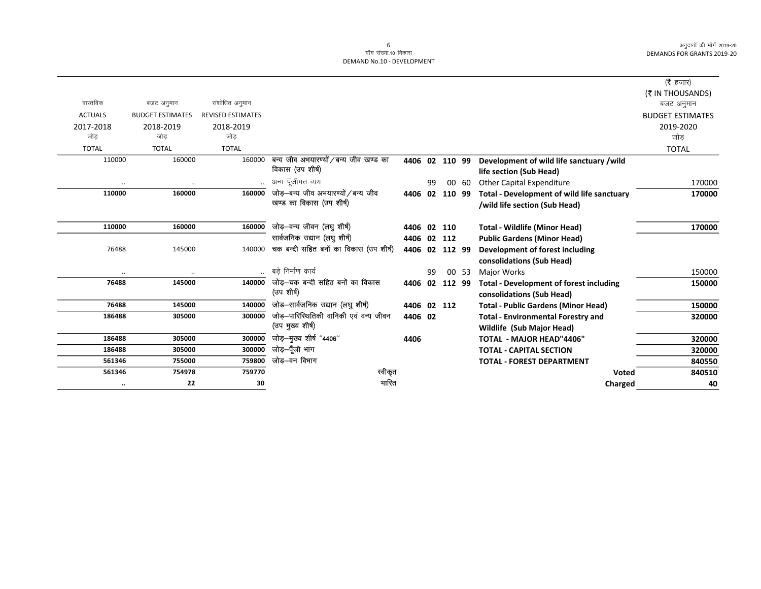मॉंग संख्या.10 विकास
DEMAND No.10 - DEVELOPMENT

अनुदानों की मॉंगें 2019-20
DEMANDS FOR GRANTS 2019-20

| वास्तविक ACTUALS 2017-2018 जोड़ TOTAL | बजट अनुमान BUDGET ESTIMATES 2018-2019 जोड़ TOTAL | संशोधित अनुमान REVISED ESTIMATES 2018-2019 जोड़ TOTAL | | | | | | | (₹ हजार) (₹ IN THOUSANDS) बजट अनुमान BUDGET ESTIMATES 2019-2020 जोड़ TOTAL |
|---|---|---|---|---|---|---|---|---|---|
| 110000 | 160000 | 160000 | बन्य जीव अभयारण्यों / बन्य जीव खण्ड का विकास (उप शीर्ष) | 4406 | 02 | 110 | 99 | Development of wild life sanctuary /wild life section (Sub Head) | |
| .. | .. | .. | अन्य पूँजीगत व्यय | | 99 | 00 | 60 | Other Capital Expenditure | 170000 |
| **110000** | **160000** | **160000** | जोड़–बन्य जीव अभयारण्यों / बन्य जीव खण्ड का विकास (उप शीर्ष) | **4406** | **02** | **110** | **99** | **Total - Development of wild life sanctuary /wild life section (Sub Head)** | **170000** |
| **110000** | **160000** | **160000** | जोड़–वन्य जीवन (लघु शीर्ष) | **4406** | **02** | **110** | | **Total - Wildlife (Minor Head)** | **170000** |
| | | | सार्वजनिक उद्यान (लघु शीर्ष) | **4406** | **02** | **112** | | **Public Gardens (Minor Head)** | |
| 76488 | 145000 | 140000 | चक बन्दी सहित बनों का विकास (उप शीर्ष) | **4406** | **02** | **112** | **99** | **Development of forest including consolidations (Sub Head)** | |
| .. | .. | .. | बड़े निर्माण कार्य | | 99 | 00 | 53 | Major Works | 150000 |
| **76488** | **145000** | **140000** | जोड़–चक बन्दी सहित बनों का विकास (उप शीर्ष) | **4406** | **02** | **112** | **99** | **Total - Development of forest including consolidations (Sub Head)** | **150000** |
| **76488** | **145000** | **140000** | जोड़–सार्वजनिक उद्यान (लघु शीर्ष) | **4406** | **02** | **112** | | **Total - Public Gardens (Minor Head)** | **150000** |
| **186488** | **305000** | **300000** | जोड़–पारिस्थितिकी वानिकी एवं वन्य जीवन (उप मुख्य शीर्ष) | **4406** | **02** | | | **Total - Environmental Forestry and Wildlife (Sub Major Head)** | **320000** |
| **186488** | **305000** | **300000** | जोड़–मुख्य शीर्ष ''4406'' | **4406** | | | | **TOTAL - MAJOR HEAD"4406"** | **320000** |
| **186488** | **305000** | **300000** | जोड़–पूँजी भाग | | | | | **TOTAL - CAPITAL SECTION** | **320000** |
| **561346** | **755000** | **759800** | जोड़–वन विभाग | | | | | **TOTAL - FOREST DEPARTMENT** | **840550** |
| **561346** | **754978** | **759770** | स्वीकृत | | | | | **Voted** | **840510** |
| **..** | **22** | **30** | भारित | | | | | **Charged** | **40** |